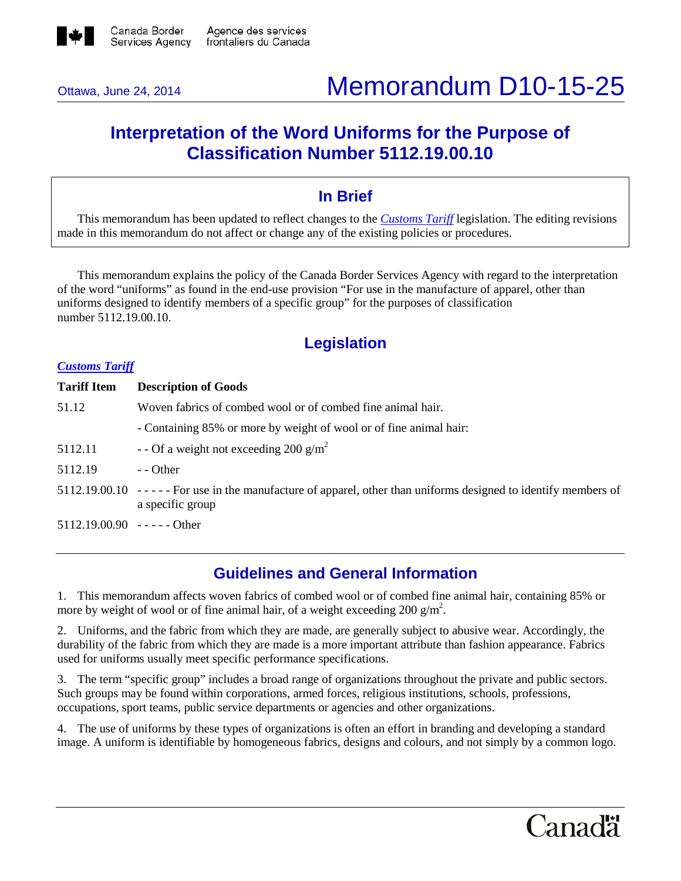Ottawa, June 24, 2014

# Memorandum D10-15-25

## Interpretation of the Word Uniforms for the Purpose of Classification Number 5112.19.00.10

### In Brief

This memorandum has been updated to reflect changes to the *Customs Tariff* legislation. The editing revisions made in this memorandum do not affect or change any of the existing policies or procedures.

This memorandum explains the policy of the Canada Border Services Agency with regard to the interpretation of the word "uniforms" as found in the end-use provision "For use in the manufacture of apparel, other than uniforms designed to identify members of a specific group" for the purposes of classification number 5112.19.00.10.

## Legislation

***Customs Tariff***

| Tariff Item | Description of Goods |
|---|---|
| 51.12 | Woven fabrics of combed wool or of combed fine animal hair. |
| | - Containing 85% or more by weight of wool or of fine animal hair: |
| 5112.11 | - - Of a weight not exceeding 200 g/$m^2$ |
| 5112.19 | - - Other |
| 5112.19.00.10 | - - - - - For use in the manufacture of apparel, other than uniforms designed to identify members of a specific group |
| 5112.19.00.90 | - - - - - Other |

## Guidelines and General Information

1. This memorandum affects woven fabrics of combed wool or of combed fine animal hair, containing 85% or more by weight of wool or of fine animal hair, of a weight exceeding 200 g/$m^2$.

2. Uniforms, and the fabric from which they are made, are generally subject to abusive wear. Accordingly, the durability of the fabric from which they are made is a more important attribute than fashion appearance. Fabrics used for uniforms usually meet specific performance specifications.

3. The term "specific group" includes a broad range of organizations throughout the private and public sectors. Such groups may be found within corporations, armed forces, religious institutions, schools, professions, occupations, sport teams, public service departments or agencies and other organizations.

4. The use of uniforms by these types of organizations is often an effort in branding and developing a standard image. A uniform is identifiable by homogeneous fabrics, designs and colours, and not simply by a common logo.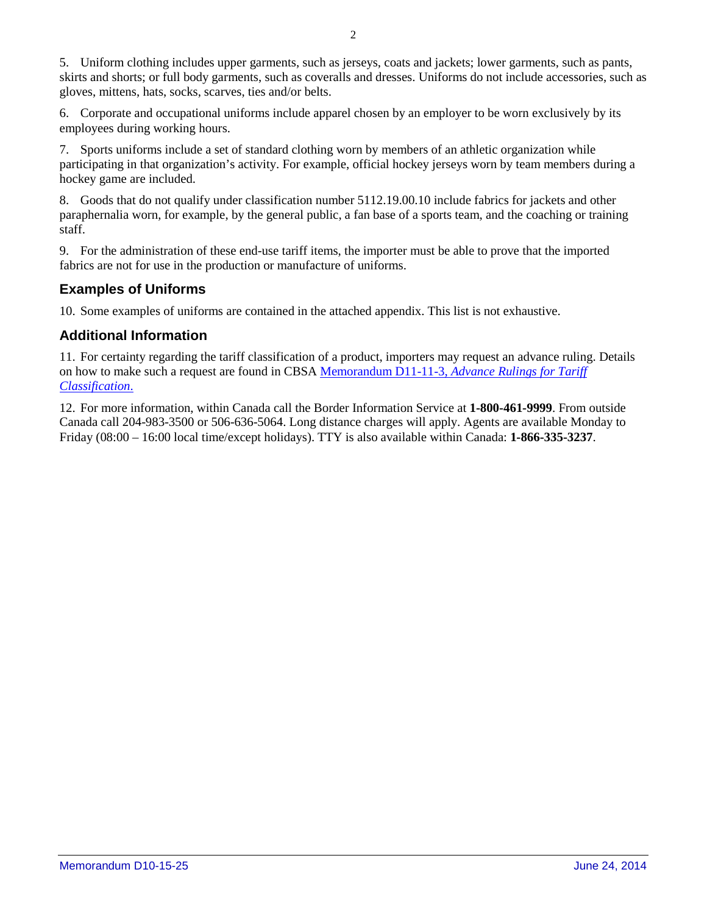5. Uniform clothing includes upper garments, such as jerseys, coats and jackets; lower garments, such as pants, skirts and shorts; or full body garments, such as coveralls and dresses. Uniforms do not include accessories, such as gloves, mittens, hats, socks, scarves, ties and/or belts.

6. Corporate and occupational uniforms include apparel chosen by an employer to be worn exclusively by its employees during working hours.

7. Sports uniforms include a set of standard clothing worn by members of an athletic organization while participating in that organization's activity. For example, official hockey jerseys worn by team members during a hockey game are included.

8. Goods that do not qualify under classification number 5112.19.00.10 include fabrics for jackets and other paraphernalia worn, for example, by the general public, a fan base of a sports team, and the coaching or training staff.

9. For the administration of these end-use tariff items, the importer must be able to prove that the imported fabrics are not for use in the production or manufacture of uniforms.

## Examples of Uniforms

10. Some examples of uniforms are contained in the attached appendix. This list is not exhaustive.

## Additional Information

11. For certainty regarding the tariff classification of a product, importers may request an advance ruling. Details on how to make such a request are found in CBSA Memorandum D11-11-3, *Advance Rulings for Tariff Classification*.

12. For more information, within Canada call the Border Information Service at **1-800-461-9999**. From outside Canada call 204-983-3500 or 506-636-5064. Long distance charges will apply. Agents are available Monday to Friday (08:00 – 16:00 local time/except holidays). TTY is also available within Canada: **1-866-335-3237**.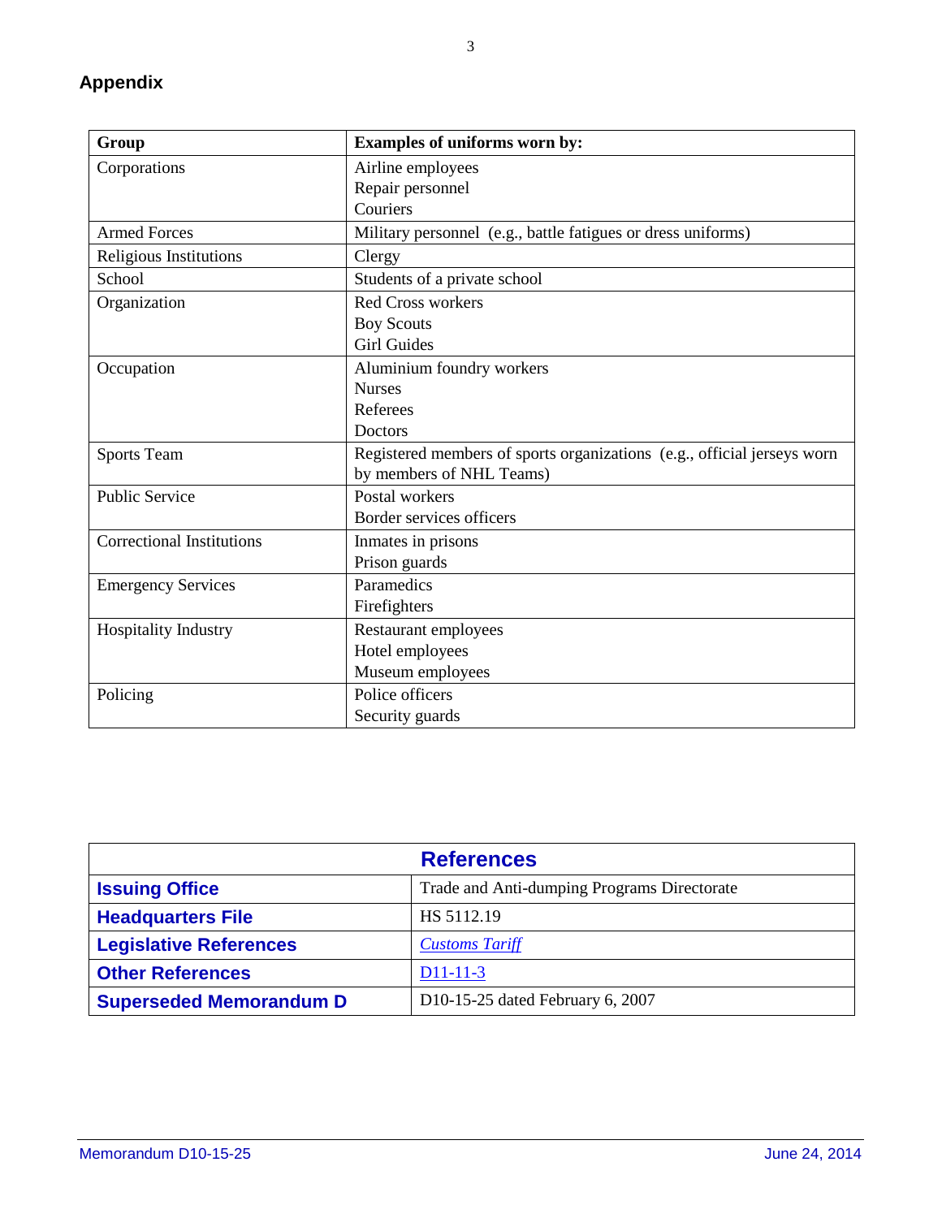## Appendix

| Group | Examples of uniforms worn by: |
|---|---|
| Corporations | Airline employees<br>Repair personnel<br>Couriers |
| Armed Forces | Military personnel (e.g., battle fatigues or dress uniforms) |
| Religious Institutions | Clergy |
| School | Students of a private school |
| Organization | Red Cross workers<br>Boy Scouts<br>Girl Guides |
| Occupation | Aluminium foundry workers<br>Nurses<br>Referees<br>Doctors |
| Sports Team | Registered members of sports organizations (e.g., official jerseys worn by members of NHL Teams) |
| Public Service | Postal workers<br>Border services officers |
| Correctional Institutions | Inmates in prisons<br>Prison guards |
| Emergency Services | Paramedics<br>Firefighters |
| Hospitality Industry | Restaurant employees<br>Hotel employees<br>Museum employees |
| Policing | Police officers<br>Security guards |

| References | |
|---|---|
| **Issuing Office** | Trade and Anti-dumping Programs Directorate |
| **Headquarters File** | HS 5112.19 |
| **Legislative References** | *Customs Tariff* |
| **Other References** | D11-11-3 |
| **Superseded Memorandum D** | D10-15-25 dated February 6, 2007 |